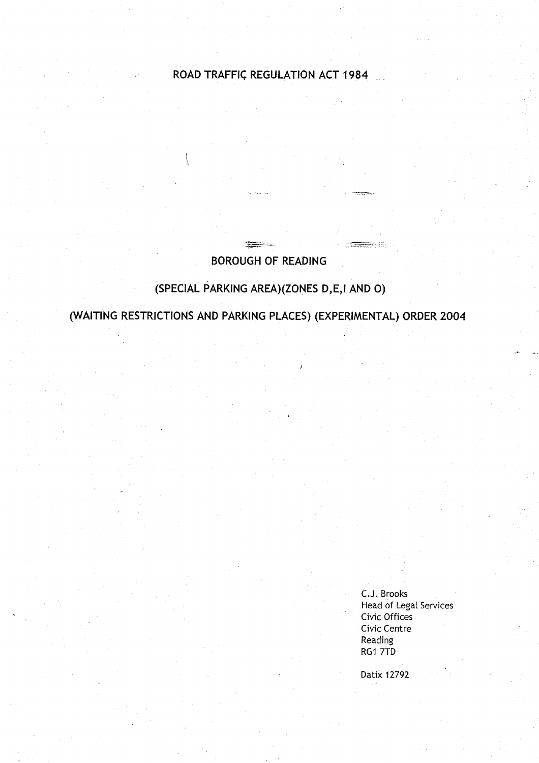# ROAD TRAFFIC REGULATION ACT 1984

## BOROUGH OF READING

## (SPECIAL PARKING AREA)(ZONES D,E,I AND O)

## (WAITING RESTRICTIONS AND PARKING PLACES) (EXPERIMENTAL) ORDER 2004

C.J. Brooks
Head of Legal Services
Civic Offices
Civic Centre
Reading
RG1 7TD

Datix 12792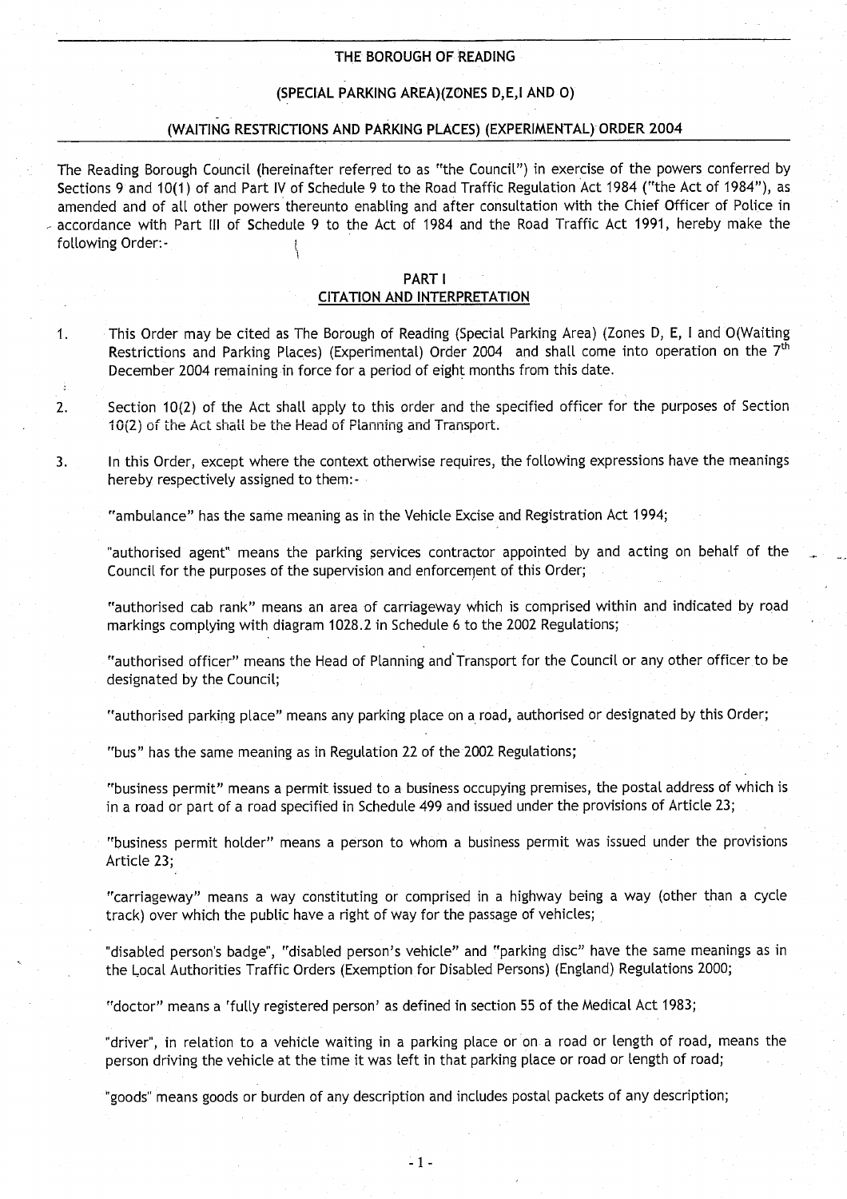# THE BOROUGH OF READING

## (SPECIAL PARKING AREA)(ZONES D,E,I AND O)

## (WAITING RESTRICTIONS AND PARKING PLACES) (EXPERIMENTAL) ORDER 2004

The Reading Borough Council (hereinafter referred to as "the Council") in exercise of the powers conferred by Sections 9 and 10(1) of and Part IV of Schedule 9 to the Road Traffic Regulation Act 1984 ("the Act of 1984"), as amended and of all other powers thereunto enabling and after consultation with the Chief Officer of Police in accordance with Part III of Schedule 9 to the Act of 1984 and the Road Traffic Act 1991, hereby make the following Order:-

### PART I
### CITATION AND INTERPRETATION

1. This Order may be cited as The Borough of Reading (Special Parking Area) (Zones D, E, I and O(Waiting Restrictions and Parking Places) (Experimental) Order 2004 and shall come into operation on the 7th December 2004 remaining in force for a period of eight months from this date.

2. Section 10(2) of the Act shall apply to this order and the specified officer for the purposes of Section 10(2) of the Act shall be the Head of Planning and Transport.

3. In this Order, except where the context otherwise requires, the following expressions have the meanings hereby respectively assigned to them:-

"ambulance" has the same meaning as in the Vehicle Excise and Registration Act 1994;

"authorised agent" means the parking services contractor appointed by and acting on behalf of the Council for the purposes of the supervision and enforcement of this Order;

"authorised cab rank" means an area of carriageway which is comprised within and indicated by road markings complying with diagram 1028.2 in Schedule 6 to the 2002 Regulations;

"authorised officer" means the Head of Planning and Transport for the Council or any other officer to be designated by the Council;

"authorised parking place" means any parking place on a road, authorised or designated by this Order;

"bus" has the same meaning as in Regulation 22 of the 2002 Regulations;

"business permit" means a permit issued to a business occupying premises, the postal address of which is in a road or part of a road specified in Schedule 499 and issued under the provisions of Article 23;

"business permit holder" means a person to whom a business permit was issued under the provisions Article 23;

"carriageway" means a way constituting or comprised in a highway being a way (other than a cycle track) over which the public have a right of way for the passage of vehicles;

"disabled person's badge", "disabled person's vehicle" and "parking disc" have the same meanings as in the Local Authorities Traffic Orders (Exemption for Disabled Persons) (England) Regulations 2000;

"doctor" means a 'fully registered person' as defined in section 55 of the Medical Act 1983;

"driver", in relation to a vehicle waiting in a parking place or on a road or length of road, means the person driving the vehicle at the time it was left in that parking place or road or length of road;

"goods" means goods or burden of any description and includes postal packets of any description;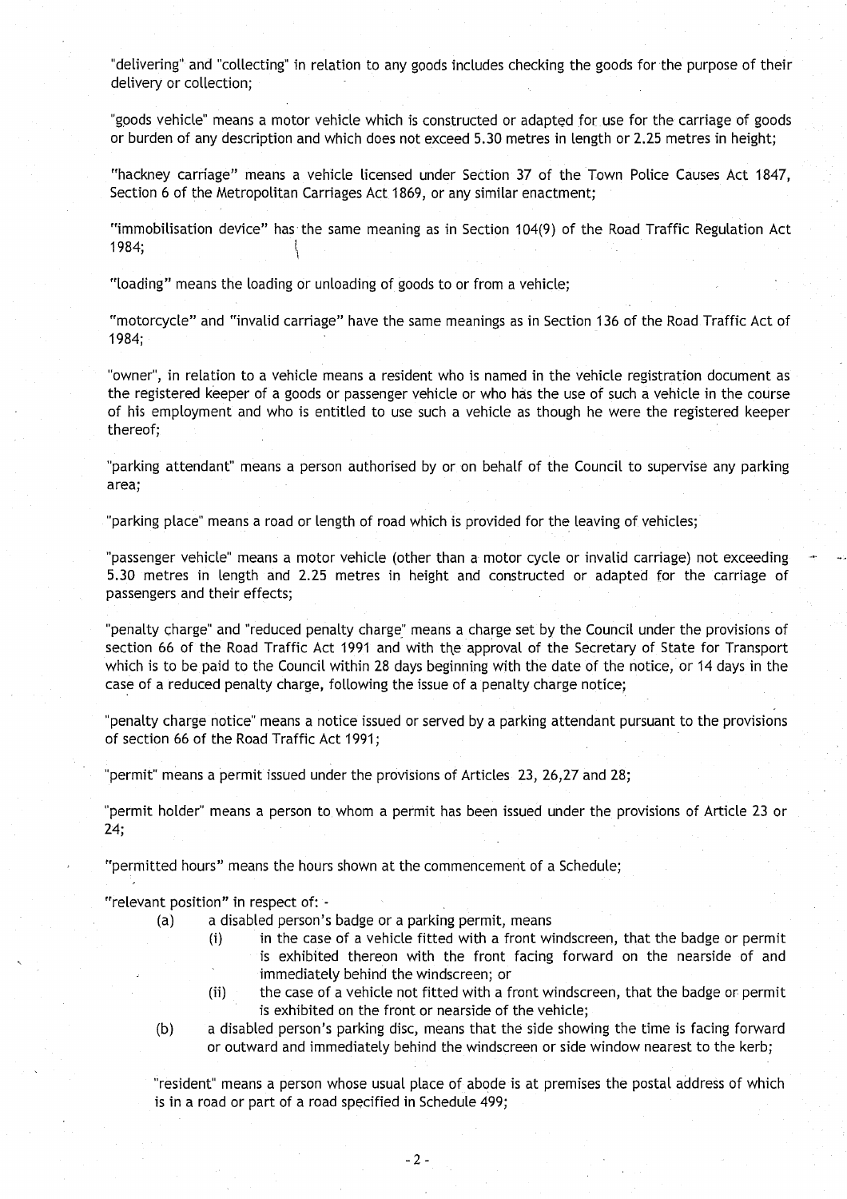"delivering" and "collecting" in relation to any goods includes checking the goods for the purpose of their delivery or collection;

"goods vehicle" means a motor vehicle which is constructed or adapted for use for the carriage of goods or burden of any description and which does not exceed 5.30 metres in length or 2.25 metres in height;

"hackney carriage" means a vehicle licensed under Section 37 of the Town Police Causes Act 1847, Section 6 of the Metropolitan Carriages Act 1869, or any similar enactment;

"immobilisation device" has the same meaning as in Section 104(9) of the Road Traffic Regulation Act 1984;

"loading" means the loading or unloading of goods to or from a vehicle;

"motorcycle" and "invalid carriage" have the same meanings as in Section 136 of the Road Traffic Act of 1984;

"owner", in relation to a vehicle means a resident who is named in the vehicle registration document as the registered keeper of a goods or passenger vehicle or who has the use of such a vehicle in the course of his employment and who is entitled to use such a vehicle as though he were the registered keeper thereof;

"parking attendant" means a person authorised by or on behalf of the Council to supervise any parking area;

"parking place" means a road or length of road which is provided for the leaving of vehicles;

"passenger vehicle" means a motor vehicle (other than a motor cycle or invalid carriage) not exceeding 5.30 metres in length and 2.25 metres in height and constructed or adapted for the carriage of passengers and their effects;

"penalty charge" and "reduced penalty charge" means a charge set by the Council under the provisions of section 66 of the Road Traffic Act 1991 and with the approval of the Secretary of State for Transport which is to be paid to the Council within 28 days beginning with the date of the notice, or 14 days in the case of a reduced penalty charge, following the issue of a penalty charge notice;

"penalty charge notice" means a notice issued or served by a parking attendant pursuant to the provisions of section 66 of the Road Traffic Act 1991;

"permit" means a permit issued under the provisions of Articles 23, 26,27 and 28;

"permit holder" means a person to whom a permit has been issued under the provisions of Article 23 or 24;

"permitted hours" means the hours shown at the commencement of a Schedule;

"relevant position" in respect of: -

(a) a disabled person's badge or a parking permit, means
  (i) in the case of a vehicle fitted with a front windscreen, that the badge or permit is exhibited thereon with the front facing forward on the nearside of and immediately behind the windscreen; or
  (ii) the case of a vehicle not fitted with a front windscreen, that the badge or permit is exhibited on the front or nearside of the vehicle;

(b) a disabled person's parking disc, means that the side showing the time is facing forward or outward and immediately behind the windscreen or side window nearest to the kerb;

"resident" means a person whose usual place of abode is at premises the postal address of which is in a road or part of a road specified in Schedule 499;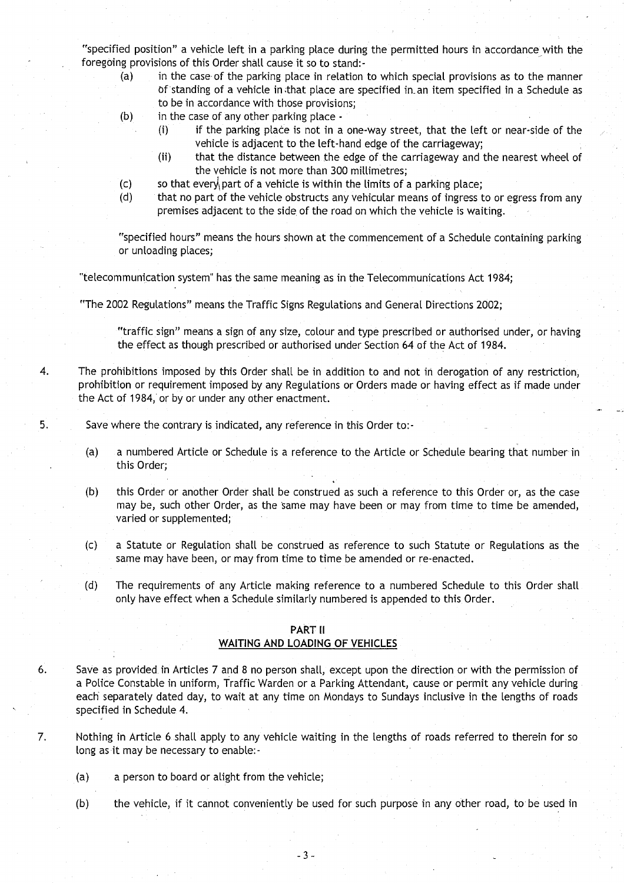"specified position" a vehicle left in a parking place during the permitted hours in accordance with the foregoing provisions of this Order shall cause it so to stand:-

(a) in the case of the parking place in relation to which special provisions as to the manner of standing of a vehicle in that place are specified in an item specified in a Schedule as to be in accordance with those provisions;

(b) in the case of any other parking place -

  (i) if the parking place is not in a one-way street, that the left or near-side of the vehicle is adjacent to the left-hand edge of the carriageway;

  (ii) that the distance between the edge of the carriageway and the nearest wheel of the vehicle is not more than 300 millimetres;

(c) so that every part of a vehicle is within the limits of a parking place;

(d) that no part of the vehicle obstructs any vehicular means of ingress to or egress from any premises adjacent to the side of the road on which the vehicle is waiting.

"specified hours" means the hours shown at the commencement of a Schedule containing parking or unloading places;

"telecommunication system" has the same meaning as in the Telecommunications Act 1984;

"The 2002 Regulations" means the Traffic Signs Regulations and General Directions 2002;

"traffic sign" means a sign of any size, colour and type prescribed or authorised under, or having the effect as though prescribed or authorised under Section 64 of the Act of 1984.

4. The prohibitions imposed by this Order shall be in addition to and not in derogation of any restriction, prohibition or requirement imposed by any Regulations or Orders made or having effect as if made under the Act of 1984, or by or under any other enactment.

5. Save where the contrary is indicated, any reference in this Order to:-

(a) a numbered Article or Schedule is a reference to the Article or Schedule bearing that number in this Order;

(b) this Order or another Order shall be construed as such a reference to this Order or, as the case may be, such other Order, as the same may have been or may from time to time be amended, varied or supplemented;

(c) a Statute or Regulation shall be construed as reference to such Statute or Regulations as the same may have been, or may from time to time be amended or re-enacted.

(d) The requirements of any Article making reference to a numbered Schedule to this Order shall only have effect when a Schedule similarly numbered is appended to this Order.

## PART II
## WAITING AND LOADING OF VEHICLES

6. Save as provided in Articles 7 and 8 no person shall, except upon the direction or with the permission of a Police Constable in uniform, Traffic Warden or a Parking Attendant, cause or permit any vehicle during each separately dated day, to wait at any time on Mondays to Sundays inclusive in the lengths of roads specified in Schedule 4.

7. Nothing in Article 6 shall apply to any vehicle waiting in the lengths of roads referred to therein for so long as it may be necessary to enable:-

(a) a person to board or alight from the vehicle;

(b) the vehicle, if it cannot conveniently be used for such purpose in any other road, to be used in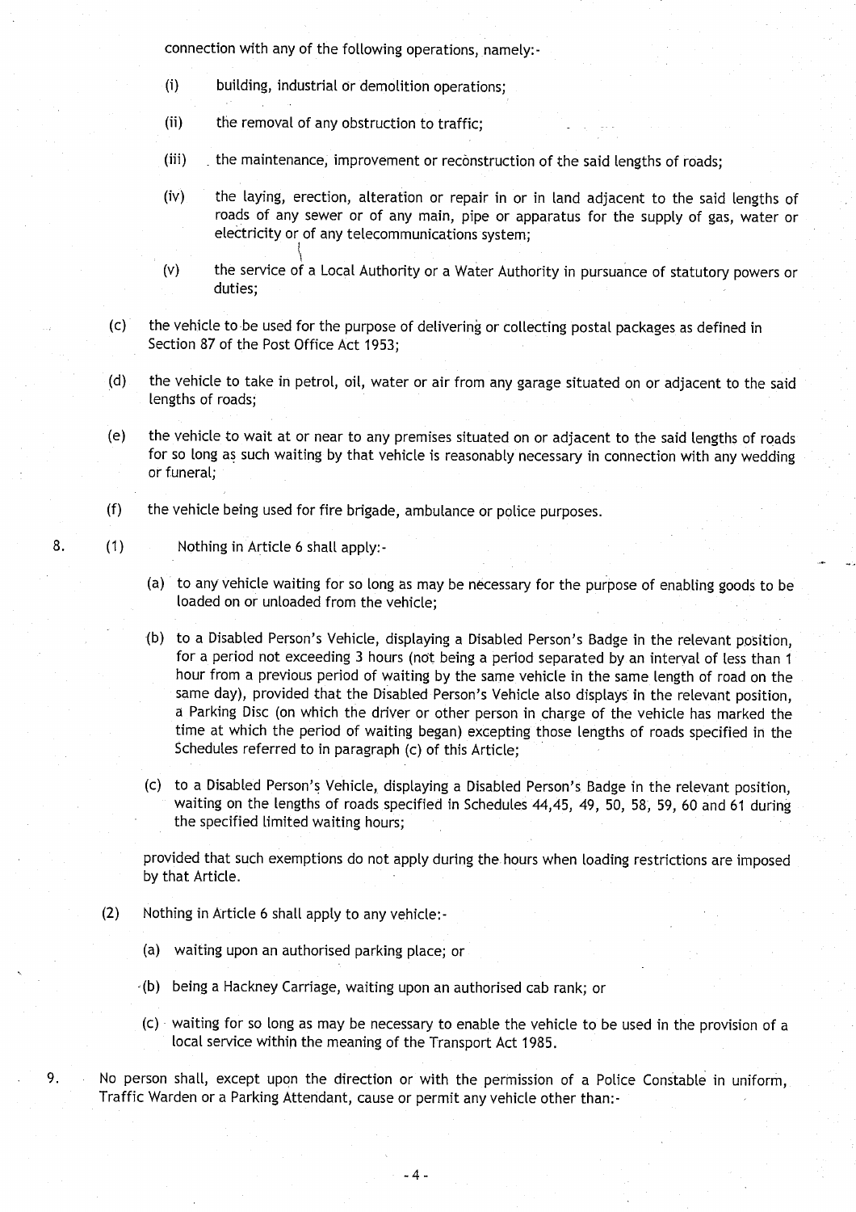connection with any of the following operations, namely:-

(i) building, industrial or demolition operations;

(ii) the removal of any obstruction to traffic;

(iii) the maintenance, improvement or reconstruction of the said lengths of roads;

(iv) the laying, erection, alteration or repair in or in land adjacent to the said lengths of roads of any sewer or of any main, pipe or apparatus for the supply of gas, water or electricity or of any telecommunications system;

(v) the service of a Local Authority or a Water Authority in pursuance of statutory powers or duties;

(c) the vehicle to be used for the purpose of delivering or collecting postal packages as defined in Section 87 of the Post Office Act 1953;

(d) the vehicle to take in petrol, oil, water or air from any garage situated on or adjacent to the said lengths of roads;

(e) the vehicle to wait at or near to any premises situated on or adjacent to the said lengths of roads for so long as such waiting by that vehicle is reasonably necessary in connection with any wedding or funeral;

(f) the vehicle being used for fire brigade, ambulance or police purposes.

8. (1) Nothing in Article 6 shall apply:-

(a) to any vehicle waiting for so long as may be necessary for the purpose of enabling goods to be loaded on or unloaded from the vehicle;

(b) to a Disabled Person's Vehicle, displaying a Disabled Person's Badge in the relevant position, for a period not exceeding 3 hours (not being a period separated by an interval of less than 1 hour from a previous period of waiting by the same vehicle in the same length of road on the same day), provided that the Disabled Person's Vehicle also displays in the relevant position, a Parking Disc (on which the driver or other person in charge of the vehicle has marked the time at which the period of waiting began) excepting those lengths of roads specified in the Schedules referred to in paragraph (c) of this Article;

(c) to a Disabled Person's Vehicle, displaying a Disabled Person's Badge in the relevant position, waiting on the lengths of roads specified in Schedules 44,45, 49, 50, 58, 59, 60 and 61 during the specified limited waiting hours;

provided that such exemptions do not apply during the hours when loading restrictions are imposed by that Article.

(2) Nothing in Article 6 shall apply to any vehicle:-

(a) waiting upon an authorised parking place; or

(b) being a Hackney Carriage, waiting upon an authorised cab rank; or

(c) waiting for so long as may be necessary to enable the vehicle to be used in the provision of a local service within the meaning of the Transport Act 1985.

9. No person shall, except upon the direction or with the permission of a Police Constable in uniform, Traffic Warden or a Parking Attendant, cause or permit any vehicle other than:-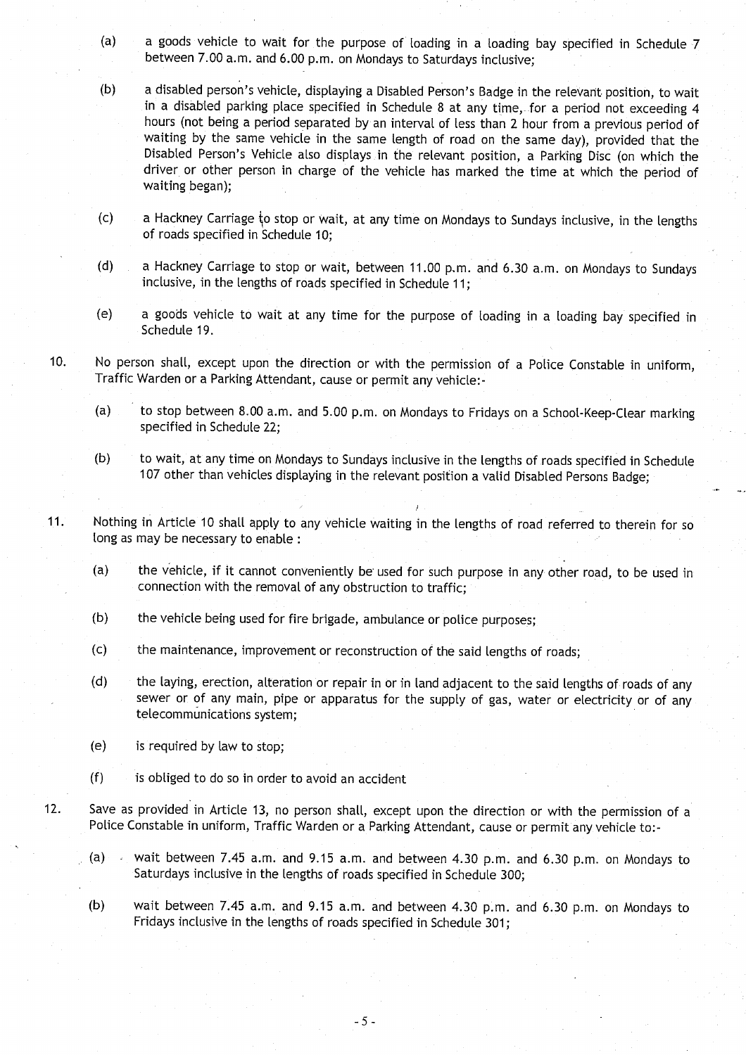(a) a goods vehicle to wait for the purpose of loading in a loading bay specified in Schedule 7 between 7.00 a.m. and 6.00 p.m. on Mondays to Saturdays inclusive;

(b) a disabled person's vehicle, displaying a Disabled Person's Badge in the relevant position, to wait in a disabled parking place specified in Schedule 8 at any time, for a period not exceeding 4 hours (not being a period separated by an interval of less than 2 hour from a previous period of waiting by the same vehicle in the same length of road on the same day), provided that the Disabled Person's Vehicle also displays in the relevant position, a Parking Disc (on which the driver or other person in charge of the vehicle has marked the time at which the period of waiting began);

(c) a Hackney Carriage to stop or wait, at any time on Mondays to Sundays inclusive, in the lengths of roads specified in Schedule 10;

(d) a Hackney Carriage to stop or wait, between 11.00 p.m. and 6.30 a.m. on Mondays to Sundays inclusive, in the lengths of roads specified in Schedule 11;

(e) a goods vehicle to wait at any time for the purpose of loading in a loading bay specified in Schedule 19.

10. No person shall, except upon the direction or with the permission of a Police Constable in uniform, Traffic Warden or a Parking Attendant, cause or permit any vehicle:-

(a) to stop between 8.00 a.m. and 5.00 p.m. on Mondays to Fridays on a School-Keep-Clear marking specified in Schedule 22;

(b) to wait, at any time on Mondays to Sundays inclusive in the lengths of roads specified in Schedule 107 other than vehicles displaying in the relevant position a valid Disabled Persons Badge;

11. Nothing in Article 10 shall apply to any vehicle waiting in the lengths of road referred to therein for so long as may be necessary to enable :

(a) the vehicle, if it cannot conveniently be used for such purpose in any other road, to be used in connection with the removal of any obstruction to traffic;

(b) the vehicle being used for fire brigade, ambulance or police purposes;

(c) the maintenance, improvement or reconstruction of the said lengths of roads;

(d) the laying, erection, alteration or repair in or in land adjacent to the said lengths of roads of any sewer or of any main, pipe or apparatus for the supply of gas, water or electricity or of any telecommunications system;

(e) is required by law to stop;

(f) is obliged to do so in order to avoid an accident

12. Save as provided in Article 13, no person shall, except upon the direction or with the permission of a Police Constable in uniform, Traffic Warden or a Parking Attendant, cause or permit any vehicle to:-

(a) wait between 7.45 a.m. and 9.15 a.m. and between 4.30 p.m. and 6.30 p.m. on Mondays to Saturdays inclusive in the lengths of roads specified in Schedule 300;

(b) wait between 7.45 a.m. and 9.15 a.m. and between 4.30 p.m. and 6.30 p.m. on Mondays to Fridays inclusive in the lengths of roads specified in Schedule 301;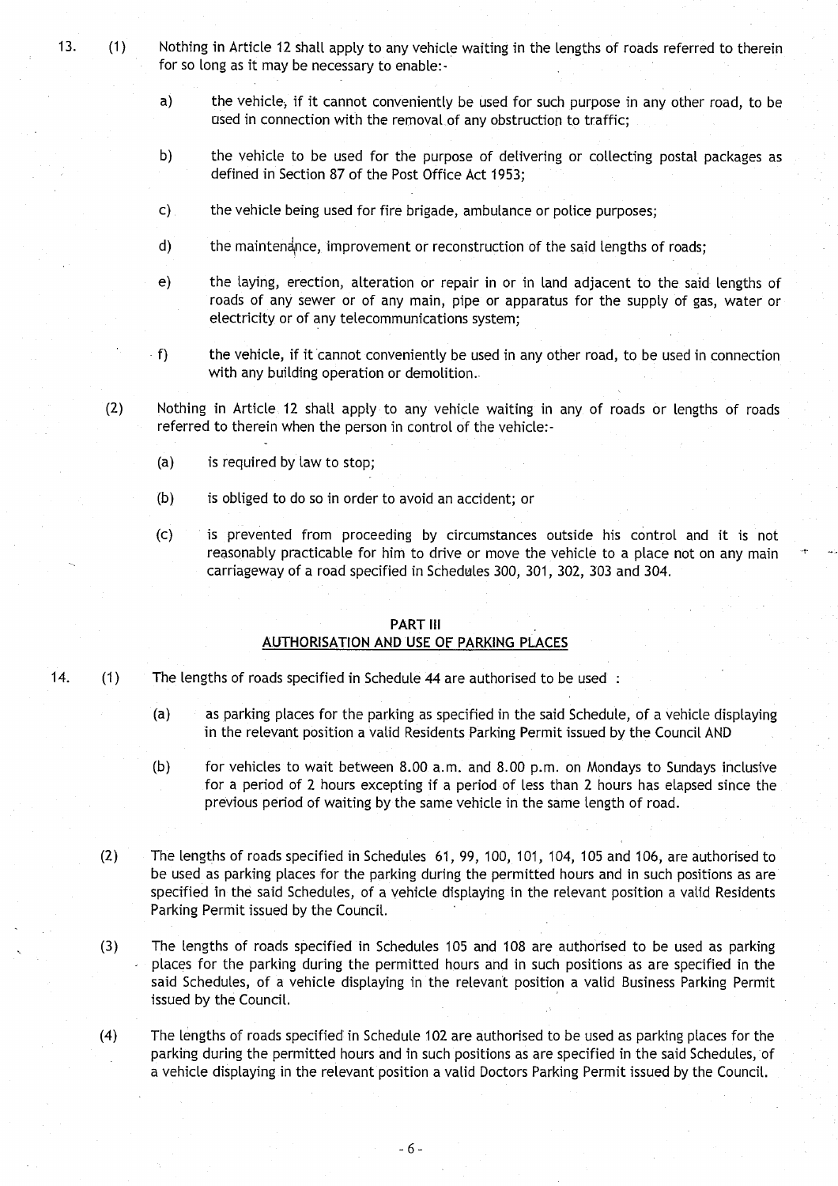13. (1) Nothing in Article 12 shall apply to any vehicle waiting in the lengths of roads referred to therein for so long as it may be necessary to enable:-

   a) the vehicle, if it cannot conveniently be used for such purpose in any other road, to be used in connection with the removal of any obstruction to traffic;

   b) the vehicle to be used for the purpose of delivering or collecting postal packages as defined in Section 87 of the Post Office Act 1953;

   c) the vehicle being used for fire brigade, ambulance or police purposes;

   d) the maintenance, improvement or reconstruction of the said lengths of roads;

   e) the laying, erection, alteration or repair in or in land adjacent to the said lengths of roads of any sewer or of any main, pipe or apparatus for the supply of gas, water or electricity or of any telecommunications system;

   f) the vehicle, if it cannot conveniently be used in any other road, to be used in connection with any building operation or demolition.

(2) Nothing in Article 12 shall apply to any vehicle waiting in any of roads or lengths of roads referred to therein when the person in control of the vehicle:-

   (a) is required by law to stop;

   (b) is obliged to do so in order to avoid an accident; or

   (c) is prevented from proceeding by circumstances outside his control and it is not reasonably practicable for him to drive or move the vehicle to a place not on any main carriageway of a road specified in Schedules 300, 301, 302, 303 and 304.

## PART III
## AUTHORISATION AND USE OF PARKING PLACES

14. (1) The lengths of roads specified in Schedule 44 are authorised to be used :

   (a) as parking places for the parking as specified in the said Schedule, of a vehicle displaying in the relevant position a valid Residents Parking Permit issued by the Council AND

   (b) for vehicles to wait between 8.00 a.m. and 8.00 p.m. on Mondays to Sundays inclusive for a period of 2 hours excepting if a period of less than 2 hours has elapsed since the previous period of waiting by the same vehicle in the same length of road.

(2) The lengths of roads specified in Schedules 61, 99, 100, 101, 104, 105 and 106, are authorised to be used as parking places for the parking during the permitted hours and in such positions as are specified in the said Schedules, of a vehicle displaying in the relevant position a valid Residents Parking Permit issued by the Council.

(3) The lengths of roads specified in Schedules 105 and 108 are authorised to be used as parking places for the parking during the permitted hours and in such positions as are specified in the said Schedules, of a vehicle displaying in the relevant position a valid Business Parking Permit issued by the Council.

(4) The lengths of roads specified in Schedule 102 are authorised to be used as parking places for the parking during the permitted hours and in such positions as are specified in the said Schedules, of a vehicle displaying in the relevant position a valid Doctors Parking Permit issued by the Council.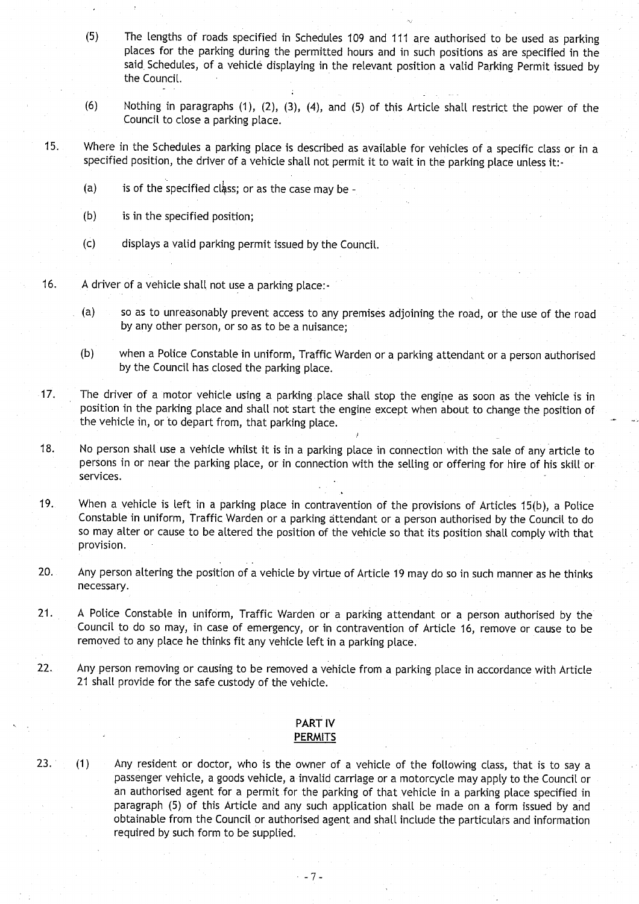(5) The lengths of roads specified in Schedules 109 and 111 are authorised to be used as parking places for the parking during the permitted hours and in such positions as are specified in the said Schedules, of a vehicle displaying in the relevant position a valid Parking Permit issued by the Council.

(6) Nothing in paragraphs (1), (2), (3), (4), and (5) of this Article shall restrict the power of the Council to close a parking place.

15. Where in the Schedules a parking place is described as available for vehicles of a specific class or in a specified position, the driver of a vehicle shall not permit it to wait in the parking place unless it:-

(a) is of the specified class; or as the case may be -

(b) is in the specified position;

(c) displays a valid parking permit issued by the Council.

16. A driver of a vehicle shall not use a parking place:-

(a) so as to unreasonably prevent access to any premises adjoining the road, or the use of the road by any other person, or so as to be a nuisance;

(b) when a Police Constable in uniform, Traffic Warden or a parking attendant or a person authorised by the Council has closed the parking place.

17. The driver of a motor vehicle using a parking place shall stop the engine as soon as the vehicle is in position in the parking place and shall not start the engine except when about to change the position of the vehicle in, or to depart from, that parking place.

18. No person shall use a vehicle whilst it is in a parking place in connection with the sale of any article to persons in or near the parking place, or in connection with the selling or offering for hire of his skill or services.

19. When a vehicle is left in a parking place in contravention of the provisions of Articles 15(b), a Police Constable in uniform, Traffic Warden or a parking attendant or a person authorised by the Council to do so may alter or cause to be altered the position of the vehicle so that its position shall comply with that provision.

20. Any person altering the position of a vehicle by virtue of Article 19 may do so in such manner as he thinks necessary.

21. A Police Constable in uniform, Traffic Warden or a parking attendant or a person authorised by the Council to do so may, in case of emergency, or in contravention of Article 16, remove or cause to be removed to any place he thinks fit any vehicle left in a parking place.

22. Any person removing or causing to be removed a vehicle from a parking place in accordance with Article 21 shall provide for the safe custody of the vehicle.

## PART IV
## PERMITS

23. (1) Any resident or doctor, who is the owner of a vehicle of the following class, that is to say a passenger vehicle, a goods vehicle, a invalid carriage or a motorcycle may apply to the Council or an authorised agent for a permit for the parking of that vehicle in a parking place specified in paragraph (5) of this Article and any such application shall be made on a form issued by and obtainable from the Council or authorised agent and shall include the particulars and information required by such form to be supplied.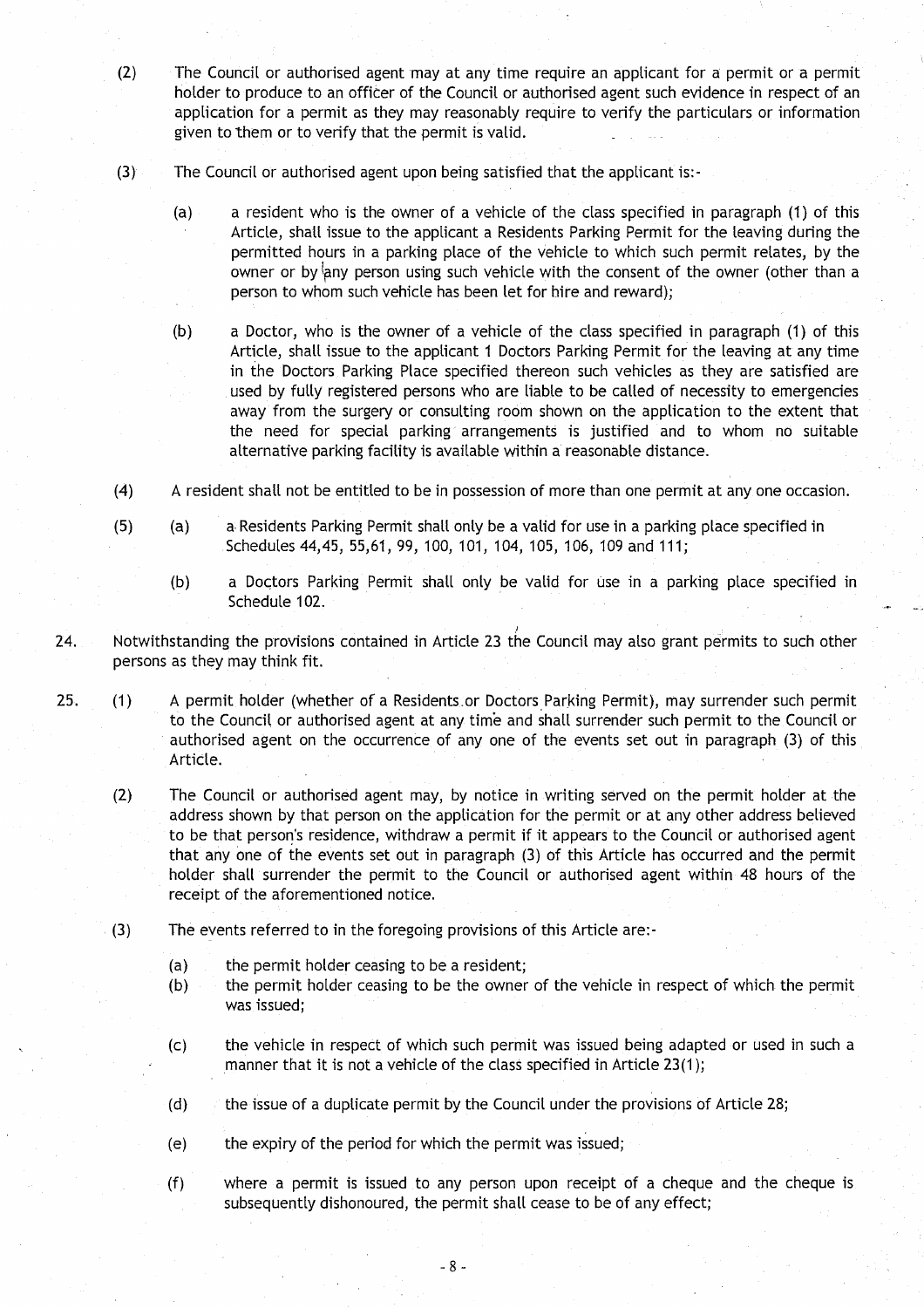(2) The Council or authorised agent may at any time require an applicant for a permit or a permit holder to produce to an officer of the Council or authorised agent such evidence in respect of an application for a permit as they may reasonably require to verify the particulars or information given to them or to verify that the permit is valid.

(3) The Council or authorised agent upon being satisfied that the applicant is:-

(a) a resident who is the owner of a vehicle of the class specified in paragraph (1) of this Article, shall issue to the applicant a Residents Parking Permit for the leaving during the permitted hours in a parking place of the vehicle to which such permit relates, by the owner or by any person using such vehicle with the consent of the owner (other than a person to whom such vehicle has been let for hire and reward);

(b) a Doctor, who is the owner of a vehicle of the class specified in paragraph (1) of this Article, shall issue to the applicant 1 Doctors Parking Permit for the leaving at any time in the Doctors Parking Place specified thereon such vehicles as they are satisfied are used by fully registered persons who are liable to be called of necessity to emergencies away from the surgery or consulting room shown on the application to the extent that the need for special parking arrangements is justified and to whom no suitable alternative parking facility is available within a reasonable distance.

(4) A resident shall not be entitled to be in possession of more than one permit at any one occasion.

(5) (a) a Residents Parking Permit shall only be a valid for use in a parking place specified in Schedules 44,45, 55,61, 99, 100, 101, 104, 105, 106, 109 and 111;

(b) a Doctors Parking Permit shall only be valid for use in a parking place specified in Schedule 102.

24. Notwithstanding the provisions contained in Article 23 the Council may also grant permits to such other persons as they may think fit.

25. (1) A permit holder (whether of a Residents or Doctors Parking Permit), may surrender such permit to the Council or authorised agent at any time and shall surrender such permit to the Council or authorised agent on the occurrence of any one of the events set out in paragraph (3) of this Article.

(2) The Council or authorised agent may, by notice in writing served on the permit holder at the address shown by that person on the application for the permit or at any other address believed to be that person's residence, withdraw a permit if it appears to the Council or authorised agent that any one of the events set out in paragraph (3) of this Article has occurred and the permit holder shall surrender the permit to the Council or authorised agent within 48 hours of the receipt of the aforementioned notice.

(3) The events referred to in the foregoing provisions of this Article are:-

(a) the permit holder ceasing to be a resident;

(b) the permit holder ceasing to be the owner of the vehicle in respect of which the permit was issued;

(c) the vehicle in respect of which such permit was issued being adapted or used in such a manner that it is not a vehicle of the class specified in Article 23(1);

(d) the issue of a duplicate permit by the Council under the provisions of Article 28;

(e) the expiry of the period for which the permit was issued;

(f) where a permit is issued to any person upon receipt of a cheque and the cheque is subsequently dishonoured, the permit shall cease to be of any effect;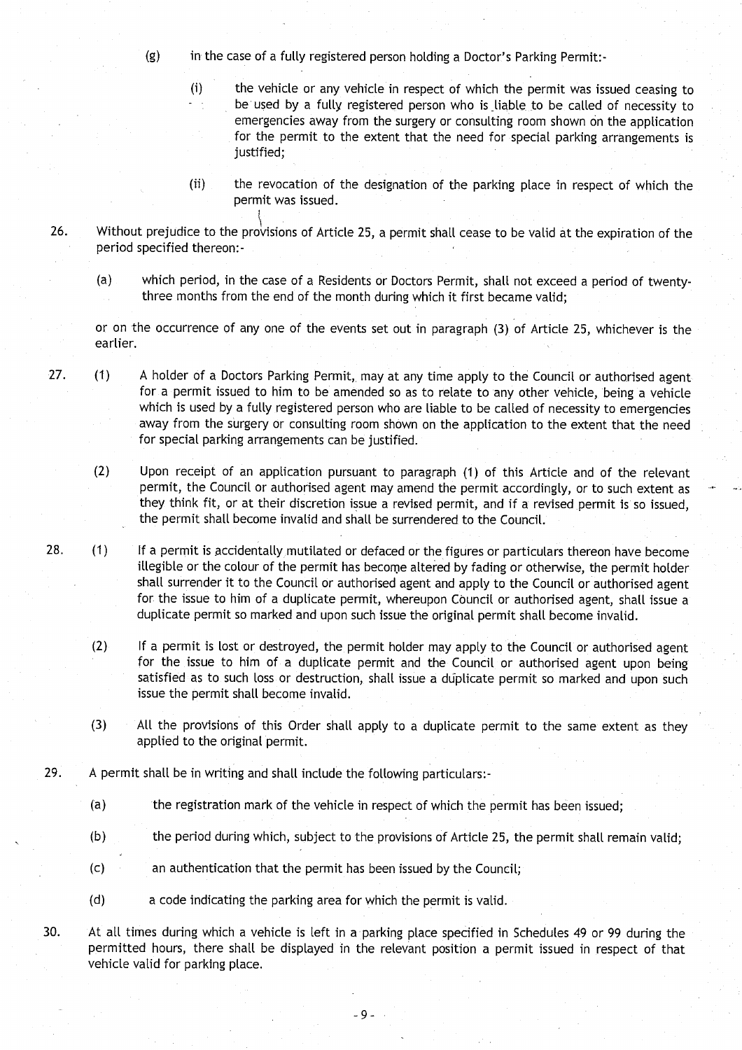(g) in the case of a fully registered person holding a Doctor's Parking Permit:-

(i) the vehicle or any vehicle in respect of which the permit was issued ceasing to be used by a fully registered person who is liable to be called of necessity to emergencies away from the surgery or consulting room shown on the application for the permit to the extent that the need for special parking arrangements is justified;

(ii) the revocation of the designation of the parking place in respect of which the permit was issued.

26. Without prejudice to the provisions of Article 25, a permit shall cease to be valid at the expiration of the period specified thereon:-

(a) which period, in the case of a Residents or Doctors Permit, shall not exceed a period of twenty-three months from the end of the month during which it first became valid;

or on the occurrence of any one of the events set out in paragraph (3) of Article 25, whichever is the earlier.

27. (1) A holder of a Doctors Parking Permit, may at any time apply to the Council or authorised agent for a permit issued to him to be amended so as to relate to any other vehicle, being a vehicle which is used by a fully registered person who are liable to be called of necessity to emergencies away from the surgery or consulting room shown on the application to the extent that the need for special parking arrangements can be justified.

(2) Upon receipt of an application pursuant to paragraph (1) of this Article and of the relevant permit, the Council or authorised agent may amend the permit accordingly, or to such extent as they think fit, or at their discretion issue a revised permit, and if a revised permit is so issued, the permit shall become invalid and shall be surrendered to the Council.

28. (1) If a permit is accidentally mutilated or defaced or the figures or particulars thereon have become illegible or the colour of the permit has become altered by fading or otherwise, the permit holder shall surrender it to the Council or authorised agent and apply to the Council or authorised agent for the issue to him of a duplicate permit, whereupon Council or authorised agent, shall issue a duplicate permit so marked and upon such issue the original permit shall become invalid.

(2) If a permit is lost or destroyed, the permit holder may apply to the Council or authorised agent for the issue to him of a duplicate permit and the Council or authorised agent upon being satisfied as to such loss or destruction, shall issue a duplicate permit so marked and upon such issue the permit shall become invalid.

(3) All the provisions of this Order shall apply to a duplicate permit to the same extent as they applied to the original permit.

29. A permit shall be in writing and shall include the following particulars:-

(a) the registration mark of the vehicle in respect of which the permit has been issued;

(b) the period during which, subject to the provisions of Article 25, the permit shall remain valid;

(c) an authentication that the permit has been issued by the Council;

(d) a code indicating the parking area for which the permit is valid.

30. At all times during which a vehicle is left in a parking place specified in Schedules 49 or 99 during the permitted hours, there shall be displayed in the relevant position a permit issued in respect of that vehicle valid for parking place.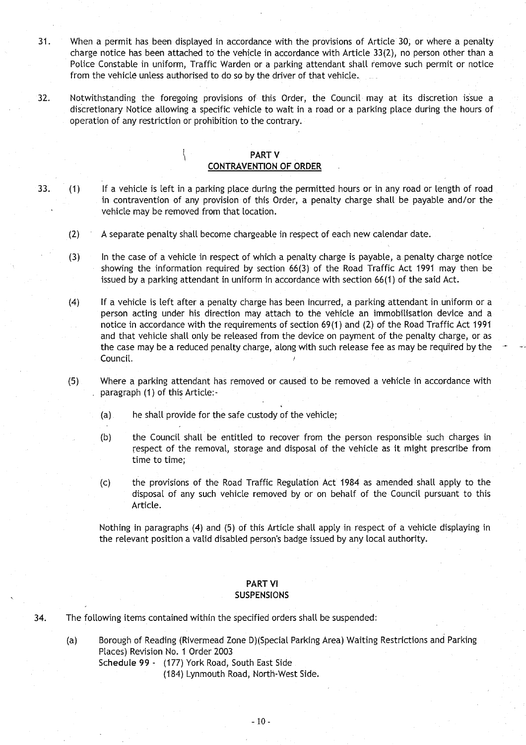31. When a permit has been displayed in accordance with the provisions of Article 30, or where a penalty charge notice has been attached to the vehicle in accordance with Article 33(2), no person other than a Police Constable in uniform, Traffic Warden or a parking attendant shall remove such permit or notice from the vehicle unless authorised to do so by the driver of that vehicle.

32. Notwithstanding the foregoing provisions of this Order, the Council may at its discretion issue a discretionary Notice allowing a specific vehicle to wait in a road or a parking place during the hours of operation of any restriction or prohibition to the contrary.

## PART V
## CONTRAVENTION OF ORDER

33. (1) If a vehicle is left in a parking place during the permitted hours or in any road or length of road in contravention of any provision of this Order, a penalty charge shall be payable and/or the vehicle may be removed from that location.

(2) A separate penalty shall become chargeable in respect of each new calendar date.

(3) In the case of a vehicle in respect of which a penalty charge is payable, a penalty charge notice showing the information required by section 66(3) of the Road Traffic Act 1991 may then be issued by a parking attendant in uniform in accordance with section 66(1) of the said Act.

(4) If a vehicle is left after a penalty charge has been incurred, a parking attendant in uniform or a person acting under his direction may attach to the vehicle an immobilisation device and a notice in accordance with the requirements of section 69(1) and (2) of the Road Traffic Act 1991 and that vehicle shall only be released from the device on payment of the penalty charge, or as the case may be a reduced penalty charge, along with such release fee as may be required by the Council.

(5) Where a parking attendant has removed or caused to be removed a vehicle in accordance with paragraph (1) of this Article:-

(a) he shall provide for the safe custody of the vehicle;

(b) the Council shall be entitled to recover from the person responsible such charges in respect of the removal, storage and disposal of the vehicle as it might prescribe from time to time;

(c) the provisions of the Road Traffic Regulation Act 1984 as amended shall apply to the disposal of any such vehicle removed by or on behalf of the Council pursuant to this Article.

Nothing in paragraphs (4) and (5) of this Article shall apply in respect of a vehicle displaying in the relevant position a valid disabled person's badge issued by any local authority.

## PART VI
## SUSPENSIONS

34. The following items contained within the specified orders shall be suspended:

(a) Borough of Reading (Rivermead Zone D)(Special Parking Area) Waiting Restrictions and Parking Places) Revision No. 1 Order 2003
Schedule 99 - (177) York Road, South East Side
(184) Lynmouth Road, North-West Side.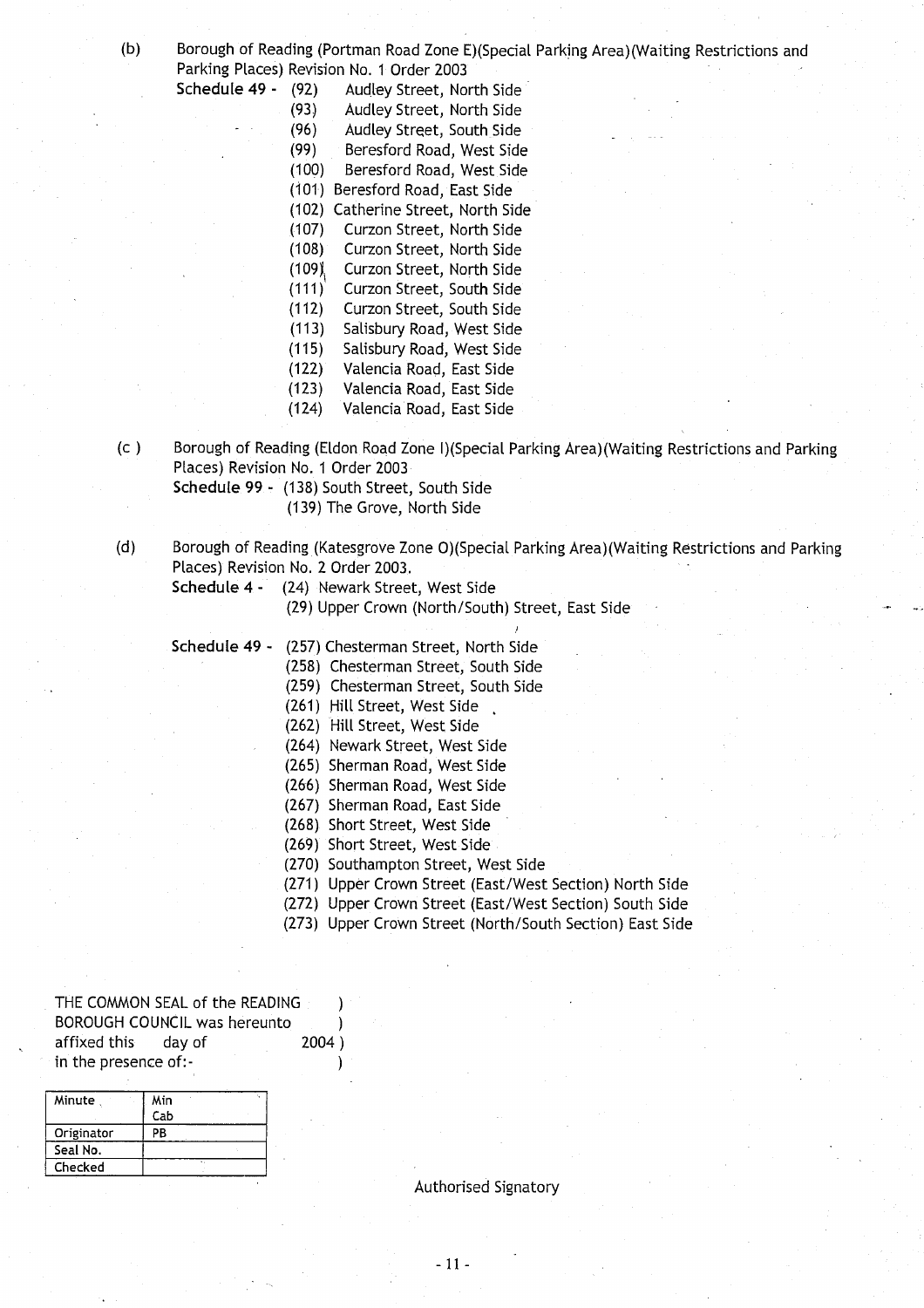(b) Borough of Reading (Portman Road Zone E)(Special Parking Area)(Waiting Restrictions and Parking Places) Revision No. 1 Order 2003

**Schedule 49 -**
- (92) Audley Street, North Side
- (93) Audley Street, North Side
- (96) Audley Street, South Side
- (99) Beresford Road, West Side
- (100) Beresford Road, West Side
- (101) Beresford Road, East Side
- (102) Catherine Street, North Side
- (107) Curzon Street, North Side
- (108) Curzon Street, North Side
- (109) Curzon Street, North Side
- (111) Curzon Street, South Side
- (112) Curzon Street, South Side
- (113) Salisbury Road, West Side
- (115) Salisbury Road, West Side
- (122) Valencia Road, East Side
- (123) Valencia Road, East Side
- (124) Valencia Road, East Side

(c) Borough of Reading (Eldon Road Zone I)(Special Parking Area)(Waiting Restrictions and Parking Places) Revision No. 1 Order 2003

**Schedule 99 -**
- (138) South Street, South Side
- (139) The Grove, North Side

(d) Borough of Reading (Katesgrove Zone O)(Special Parking Area)(Waiting Restrictions and Parking Places) Revision No. 2 Order 2003.

**Schedule 4 -**
- (24) Newark Street, West Side
- (29) Upper Crown (North/South) Street, East Side

**Schedule 49 -**
- (257) Chesterman Street, North Side
- (258) Chesterman Street, South Side
- (259) Chesterman Street, South Side
- (261) Hill Street, West Side
- (262) Hill Street, West Side
- (264) Newark Street, West Side
- (265) Sherman Road, West Side
- (266) Sherman Road, West Side
- (267) Sherman Road, East Side
- (268) Short Street, West Side
- (269) Short Street, West Side
- (270) Southampton Street, West Side
- (271) Upper Crown Street (East/West Section) North Side
- (272) Upper Crown Street (East/West Section) South Side
- (273) Upper Crown Street (North/South Section) East Side

THE COMMON SEAL of the READING )
BOROUGH COUNCIL was hereunto )
affixed this day of 2004 )
in the presence of:- )

| Minute | Min Cab |
|---|---|
| Originator | PB |
| Seal No. | |
| Checked | |

Authorised Signatory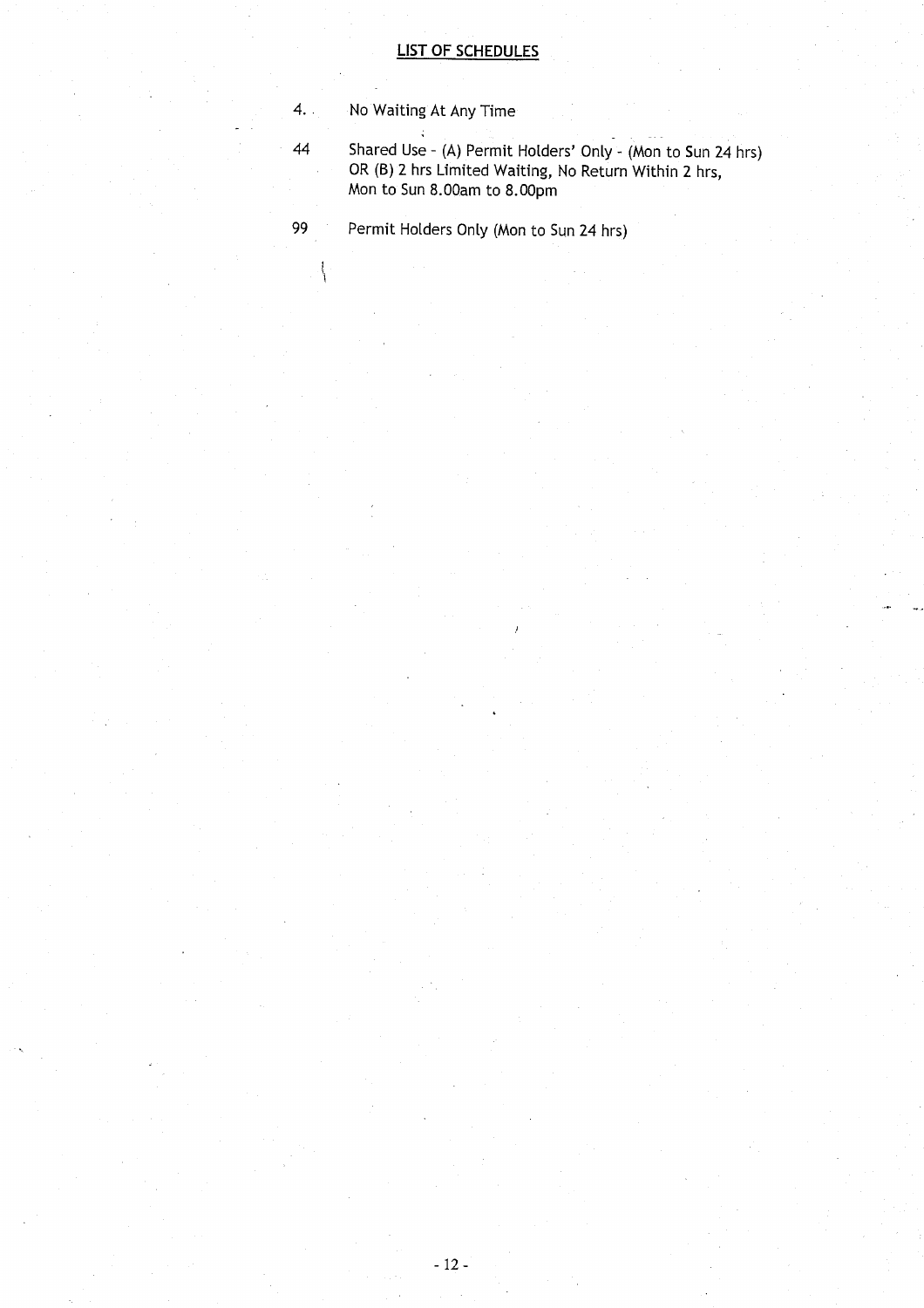## LIST OF SCHEDULES

4. No Waiting At Any Time

44 Shared Use - (A) Permit Holders' Only - (Mon to Sun 24 hrs) OR (B) 2 hrs Limited Waiting, No Return Within 2 hrs, Mon to Sun 8.00am to 8.00pm

99 Permit Holders Only (Mon to Sun 24 hrs)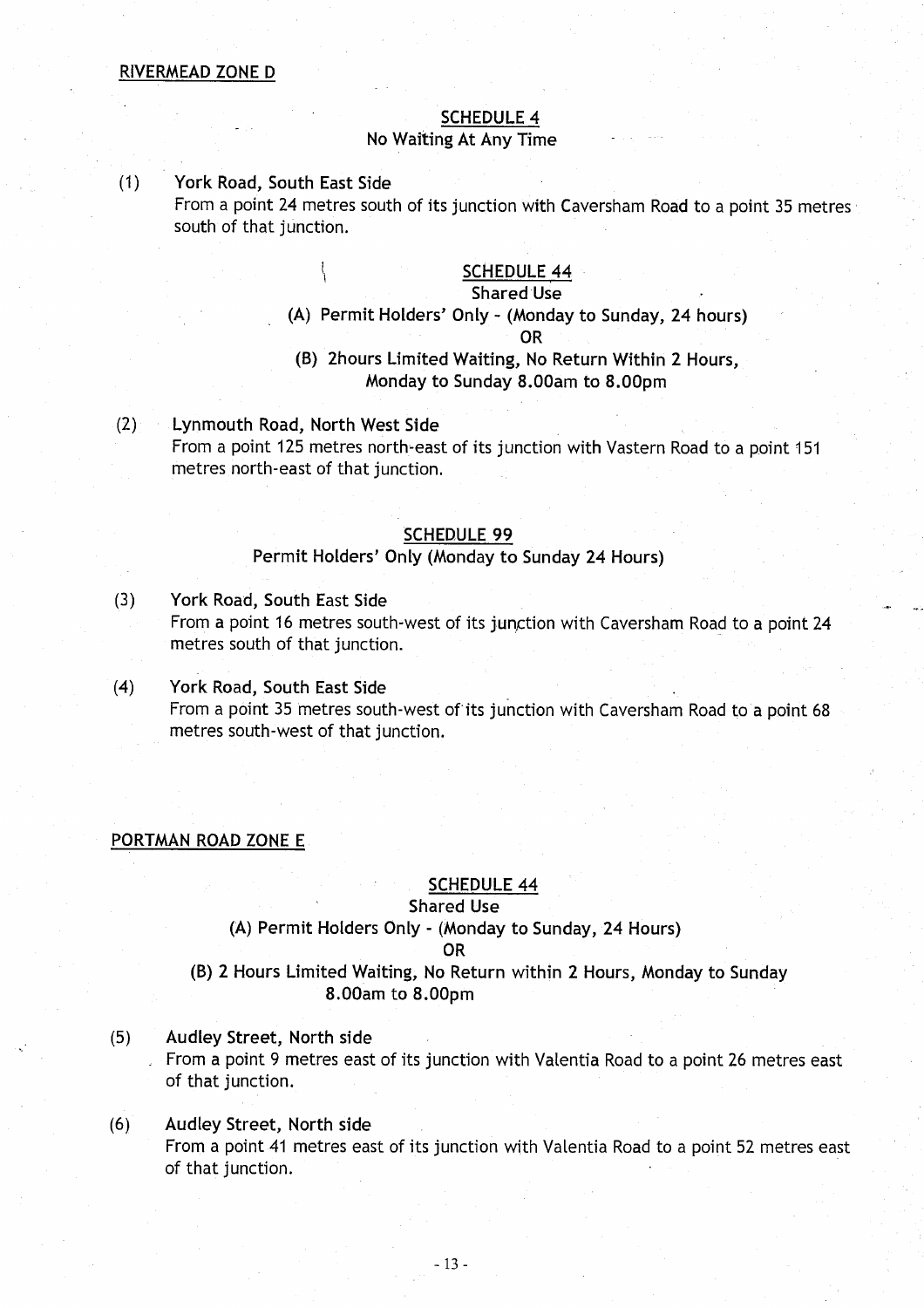## RIVERMEAD ZONE D

### SCHEDULE 4
**No Waiting At Any Time**

(1) **York Road, South East Side**
From a point 24 metres south of its junction with Caversham Road to a point 35 metres south of that junction.

### SCHEDULE 44
**Shared Use**
**(A) Permit Holders' Only - (Monday to Sunday, 24 hours)**
**OR**
**(B) 2hours Limited Waiting, No Return Within 2 Hours, Monday to Sunday 8.00am to 8.00pm**

(2) **Lynmouth Road, North West Side**
From a point 125 metres north-east of its junction with Vastern Road to a point 151 metres north-east of that junction.

### SCHEDULE 99
**Permit Holders' Only (Monday to Sunday 24 Hours)**

(3) **York Road, South East Side**
From a point 16 metres south-west of its junction with Caversham Road to a point 24 metres south of that junction.

(4) **York Road, South East Side**
From a point 35 metres south-west of its junction with Caversham Road to a point 68 metres south-west of that junction.

## PORTMAN ROAD ZONE E

### SCHEDULE 44
**Shared Use**
**(A) Permit Holders Only - (Monday to Sunday, 24 Hours)**
**OR**
**(B) 2 Hours Limited Waiting, No Return within 2 Hours, Monday to Sunday 8.00am to 8.00pm**

(5) **Audley Street, North side**
From a point 9 metres east of its junction with Valentia Road to a point 26 metres east of that junction.

(6) **Audley Street, North side**
From a point 41 metres east of its junction with Valentia Road to a point 52 metres east of that junction.